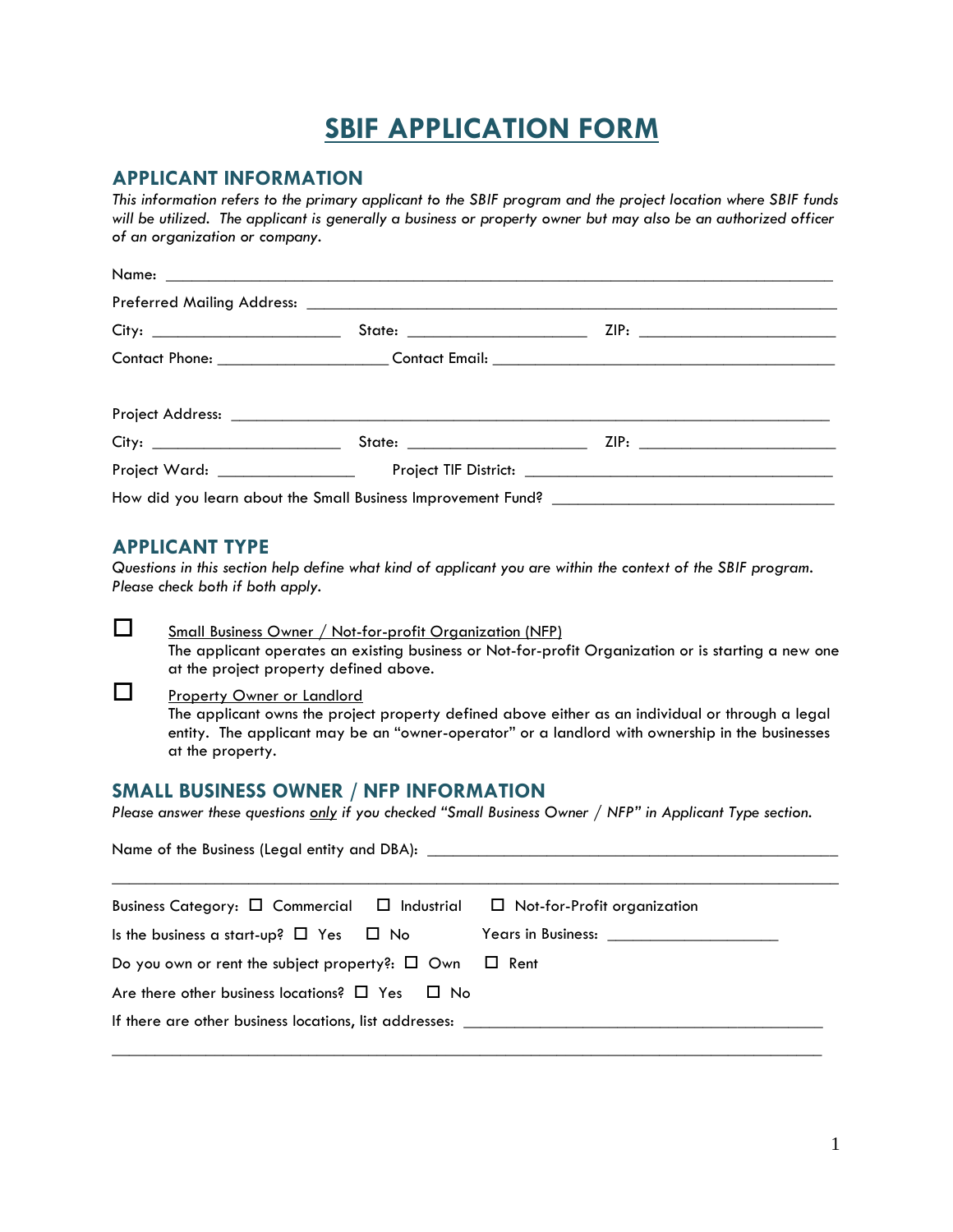# SBIF APPLICATION FORM

## APPLICANT INFORMATION

*This information refers to the primary applicant to the SBIF program and the project location where SBIF funds will be utilized. The applicant is generally a business or property owner but may also be an authorized officer of an organization or company.*

Name: ______________________________________________________________________

Preferred Mailing Address: ______________________________________________________

City: ______________________ State: _____________________ ZIP: _______________________

Contact Phone: ____________________ Contact Email: __________________________________

Project Address: ____________________________________________________________

City: ______________________ State: _____________________ ZIP: _______________________

Project Ward: ________________ Project TIF District: ___________________________________

How did you learn about the Small Business Improvement Fund? _________________________________

## APPLICANT TYPE

*Questions in this section help define what kind of applicant you are within the context of the SBIF program. Please check both if both apply.*

☐ Small Business Owner / Not-for-profit Organization (NFP)
The applicant operates an existing business or Not-for-profit Organization or is starting a new one at the project property defined above.

☐ Property Owner or Landlord
The applicant owns the project property defined above either as an individual or through a legal entity. The applicant may be an "owner-operator" or a landlord with ownership in the businesses at the property.

## SMALL BUSINESS OWNER / NFP INFORMATION

*Please answer these questions only if you checked "Small Business Owner / NFP" in Applicant Type section.*

Name of the Business (Legal entity and DBA): _______________________________________________

_____________________________________________________________________________

Business Category: ☐ Commercial ☐ Industrial ☐ Not-for-Profit organization

Is the business a start-up? ☐ Yes ☐ No Years in Business: ____________________

Do you own or rent the subject property?: ☐ Own ☐ Rent

Are there other business locations? ☐ Yes ☐ No

If there are other business locations, list addresses: ___________________________________________

_____________________________________________________________________________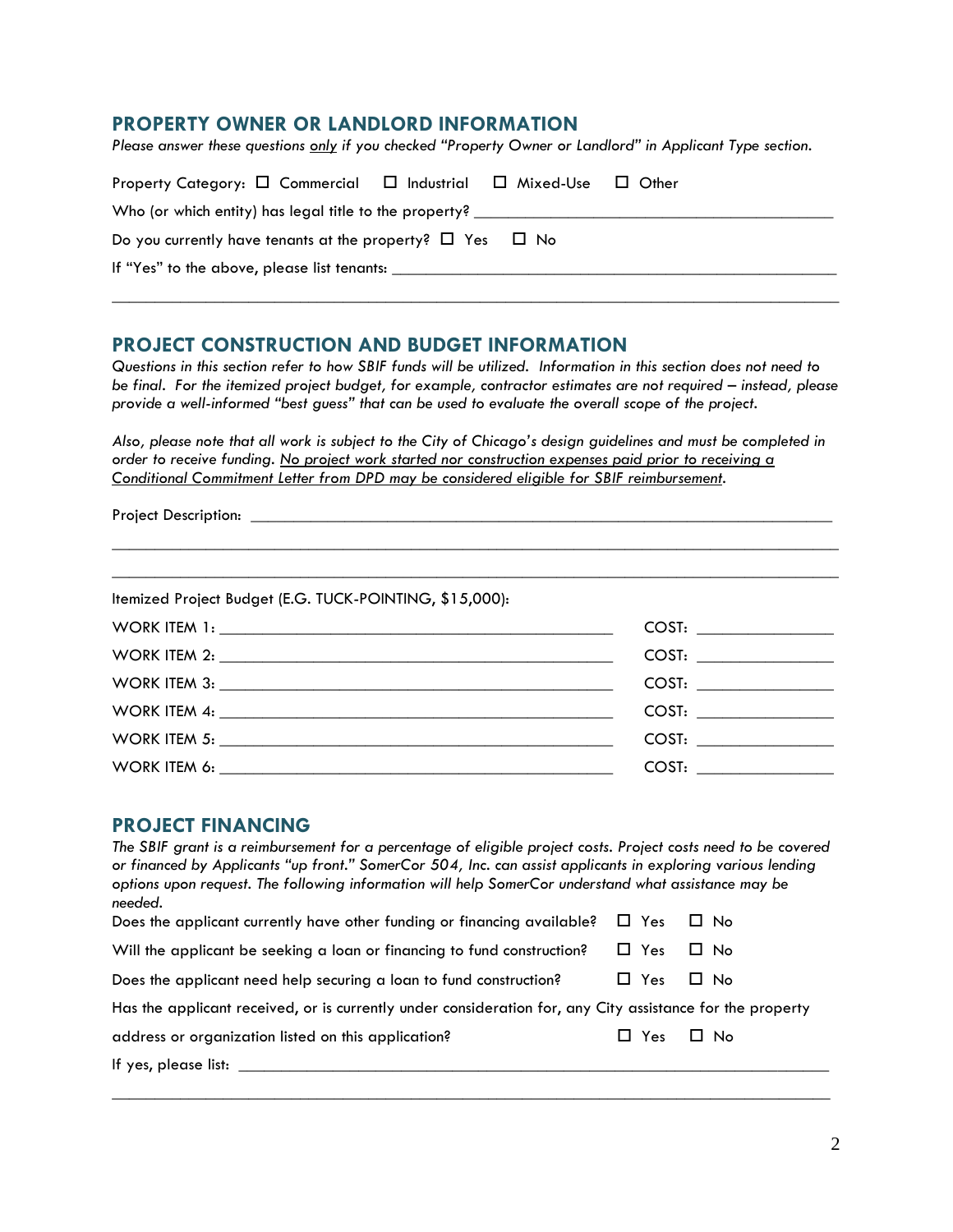## PROPERTY OWNER OR LANDLORD INFORMATION

*Please answer these questions only if you checked "Property Owner or Landlord" in Applicant Type section.*

Property Category: ☐ Commercial ☐ Industrial ☐ Mixed-Use ☐ Other

Who (or which entity) has legal title to the property? ___________________________________________

Do you currently have tenants at the property? ☐ Yes ☐ No

If "Yes" to the above, please list tenants: ___________________________________________

___________________________________________________________________________________

## PROJECT CONSTRUCTION AND BUDGET INFORMATION

*Questions in this section refer to how SBIF funds will be utilized. Information in this section does not need to be final. For the itemized project budget, for example, contractor estimates are not required – instead, please provide a well-informed "best guess" that can be used to evaluate the overall scope of the project.*

*Also, please note that all work is subject to the City of Chicago's design guidelines and must be completed in order to receive funding. No project work started nor construction expenses paid prior to receiving a Conditional Commitment Letter from DPD may be considered eligible for SBIF reimbursement.*

Project Description: ___________________________________________________________________

___________________________________________________________________________________

___________________________________________________________________________________

Itemized Project Budget (E.G. TUCK-POINTING, $15,000):

WORK ITEM 1: ___________________________________________ COST: _______________

WORK ITEM 2: ___________________________________________ COST: _______________

WORK ITEM 3: ___________________________________________ COST: _______________

WORK ITEM 4: ___________________________________________ COST: _______________

WORK ITEM 5: ___________________________________________ COST: _______________

WORK ITEM 6: ___________________________________________ COST: _______________

## PROJECT FINANCING

*The SBIF grant is a reimbursement for a percentage of eligible project costs. Project costs need to be covered or financed by Applicants "up front." SomerCor 504, Inc. can assist applicants in exploring various lending options upon request. The following information will help SomerCor understand what assistance may be needed.*

Does the applicant currently have other funding or financing available? ☐ Yes ☐ No

Will the applicant be seeking a loan or financing to fund construction? ☐ Yes ☐ No

Does the applicant need help securing a loan to fund construction? ☐ Yes ☐ No

Has the applicant received, or is currently under consideration for, any City assistance for the property address or organization listed on this application? ☐ Yes ☐ No

If yes, please list: ___________________________________________________________________

___________________________________________________________________________________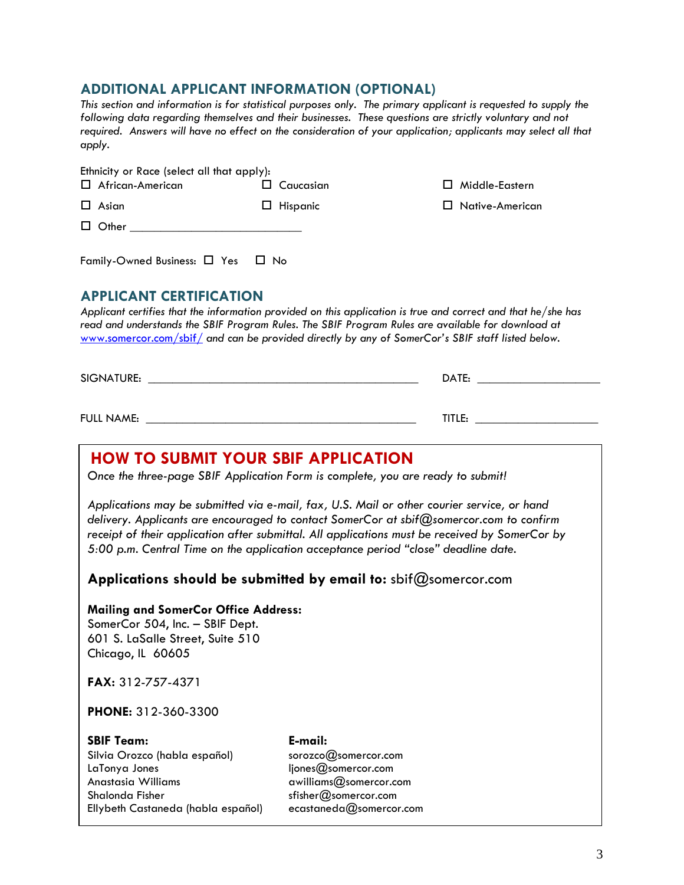## ADDITIONAL APPLICANT INFORMATION (OPTIONAL)

*This section and information is for statistical purposes only. The primary applicant is requested to supply the following data regarding themselves and their businesses. These questions are strictly voluntary and not required. Answers will have no effect on the consideration of your application; applicants may select all that apply.*

Ethnicity or Race (select all that apply):

☐ African-American ☐ Caucasian ☐ Middle-Eastern

☐ Asian ☐ Hispanic ☐ Native-American

☐ Other ____________________________

Family-Owned Business: ☐ Yes ☐ No

## APPLICANT CERTIFICATION

*Applicant certifies that the information provided on this application is true and correct and that he/she has read and understands the SBIF Program Rules. The SBIF Program Rules are available for download at www.somercor.com/sbif/ and can be provided directly by any of SomerCor's SBIF staff listed below.*

SIGNATURE: ____________________________________________ DATE: ____________________

FULL NAME: ____________________________________________ TITLE: ____________________

## HOW TO SUBMIT YOUR SBIF APPLICATION

*Once the three-page SBIF Application Form is complete, you are ready to submit!*

*Applications may be submitted via e-mail, fax, U.S. Mail or other courier service, or hand delivery. Applicants are encouraged to contact SomerCor at sbif@somercor.com to confirm receipt of their application after submittal. All applications must be received by SomerCor by 5:00 p.m. Central Time on the application acceptance period "close" deadline date.*

**Applications should be submitted by email to:** sbif@somercor.com

**Mailing and SomerCor Office Address:**
SomerCor 504, Inc. – SBIF Dept.
601 S. LaSalle Street, Suite 510
Chicago, IL 60605

**FAX:** 312-757-4371

**PHONE:** 312-360-3300

| SBIF Team: | E-mail: |
|---|---|
| Silvia Orozco (habla español) | sorozco@somercor.com |
| LaTonya Jones | ljones@somercor.com |
| Anastasia Williams | awilliams@somercor.com |
| Shalonda Fisher | sfisher@somercor.com |
| Ellybeth Castaneda (habla español) | ecastaneda@somercor.com |